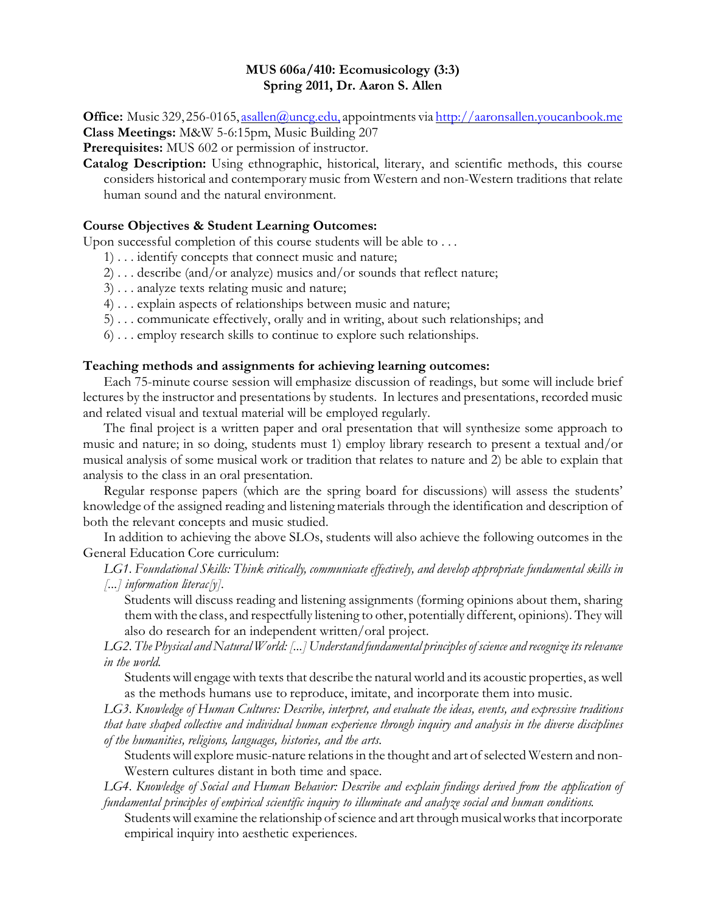# MUS 606a/410: Ecomusicology (3:3)
## Spring 2011, Dr. Aaron S. Allen

**Office:** Music 329, 256-0165, asallen@uncg.edu, appointments via http://aaronsallen.youcanbook.me
**Class Meetings:** M&W 5-6:15pm, Music Building 207
**Prerequisites:** MUS 602 or permission of instructor.
**Catalog Description:** Using ethnographic, historical, literary, and scientific methods, this course considers historical and contemporary music from Western and non-Western traditions that relate human sound and the natural environment.

### Course Objectives & Student Learning Outcomes:

Upon successful completion of this course students will be able to . . .

1) . . . identify concepts that connect music and nature;
2) . . . describe (and/or analyze) musics and/or sounds that reflect nature;
3) . . . analyze texts relating music and nature;
4) . . . explain aspects of relationships between music and nature;
5) . . . communicate effectively, orally and in writing, about such relationships; and
6) . . . employ research skills to continue to explore such relationships.

### Teaching methods and assignments for achieving learning outcomes:

Each 75-minute course session will emphasize discussion of readings, but some will include brief lectures by the instructor and presentations by students. In lectures and presentations, recorded music and related visual and textual material will be employed regularly.

The final project is a written paper and oral presentation that will synthesize some approach to music and nature; in so doing, students must 1) employ library research to present a textual and/or musical analysis of some musical work or tradition that relates to nature and 2) be able to explain that analysis to the class in an oral presentation.

Regular response papers (which are the spring board for discussions) will assess the students' knowledge of the assigned reading and listening materials through the identification and description of both the relevant concepts and music studied.

In addition to achieving the above SLOs, students will also achieve the following outcomes in the General Education Core curriculum:

*LG1. Foundational Skills: Think critically, communicate effectively, and develop appropriate fundamental skills in [...] information literac[y].*

Students will discuss reading and listening assignments (forming opinions about them, sharing them with the class, and respectfully listening to other, potentially different, opinions). They will also do research for an independent written/oral project.

*LG2. The Physical and Natural World: [...] Understand fundamental principles of science and recognize its relevance in the world.*

Students will engage with texts that describe the natural world and its acoustic properties, as well as the methods humans use to reproduce, imitate, and incorporate them into music.

*LG3. Knowledge of Human Cultures: Describe, interpret, and evaluate the ideas, events, and expressive traditions that have shaped collective and individual human experience through inquiry and analysis in the diverse disciplines of the humanities, religions, languages, histories, and the arts.*

Students will explore music-nature relations in the thought and art of selected Western and non-Western cultures distant in both time and space.

*LG4. Knowledge of Social and Human Behavior: Describe and explain findings derived from the application of fundamental principles of empirical scientific inquiry to illuminate and analyze social and human conditions.*

Students will examine the relationship of science and art through musical works that incorporate empirical inquiry into aesthetic experiences.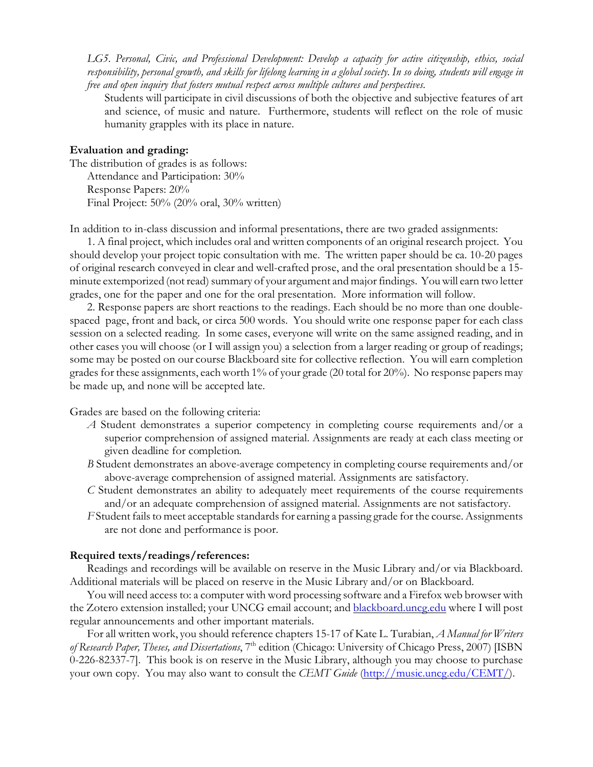*LG5. Personal, Civic, and Professional Development: Develop a capacity for active citizenship, ethics, social responsibility, personal growth, and skills for lifelong learning in a global society. In so doing, students will engage in free and open inquiry that fosters mutual respect across multiple cultures and perspectives.*

Students will participate in civil discussions of both the objective and subjective features of art and science, of music and nature. Furthermore, students will reflect on the role of music humanity grapples with its place in nature.

**Evaluation and grading:**

The distribution of grades is as follows:

Attendance and Participation: 30%
Response Papers: 20%
Final Project: 50% (20% oral, 30% written)

In addition to in-class discussion and informal presentations, there are two graded assignments:

1. A final project, which includes oral and written components of an original research project. You should develop your project topic consultation with me. The written paper should be ca. 10-20 pages of original research conveyed in clear and well-crafted prose, and the oral presentation should be a 15-minute extemporized (not read) summary of your argument and major findings. You will earn two letter grades, one for the paper and one for the oral presentation. More information will follow.

2. Response papers are short reactions to the readings. Each should be no more than one double-spaced page, front and back, or circa 500 words. You should write one response paper for each class session on a selected reading. In some cases, everyone will write on the same assigned reading, and in other cases you will choose (or I will assign you) a selection from a larger reading or group of readings; some may be posted on our course Blackboard site for collective reflection. You will earn completion grades for these assignments, each worth 1% of your grade (20 total for 20%). No response papers may be made up, and none will be accepted late.

Grades are based on the following criteria:

*A* Student demonstrates a superior competency in completing course requirements and/or a superior comprehension of assigned material. Assignments are ready at each class meeting or given deadline for completion.

*B* Student demonstrates an above-average competency in completing course requirements and/or above-average comprehension of assigned material. Assignments are satisfactory.

*C* Student demonstrates an ability to adequately meet requirements of the course requirements and/or an adequate comprehension of assigned material. Assignments are not satisfactory.

*F* Student fails to meet acceptable standards for earning a passing grade for the course. Assignments are not done and performance is poor.

**Required texts/readings/references:**

Readings and recordings will be available on reserve in the Music Library and/or via Blackboard. Additional materials will be placed on reserve in the Music Library and/or on Blackboard.

You will need access to: a computer with word processing software and a Firefox web browser with the Zotero extension installed; your UNCG email account; and [blackboard.uncg.edu](blackboard.uncg.edu) where I will post regular announcements and other important materials.

For all written work, you should reference chapters 15-17 of Kate L. Turabian, *A Manual for Writers of Research Paper, Theses, and Dissertations*, 7th edition (Chicago: University of Chicago Press, 2007) [ISBN 0-226-82337-7]. This book is on reserve in the Music Library, although you may choose to purchase your own copy. You may also want to consult the *CEMT Guide* ([http://music.uncg.edu/CEMT/](http://music.uncg.edu/CEMT/)).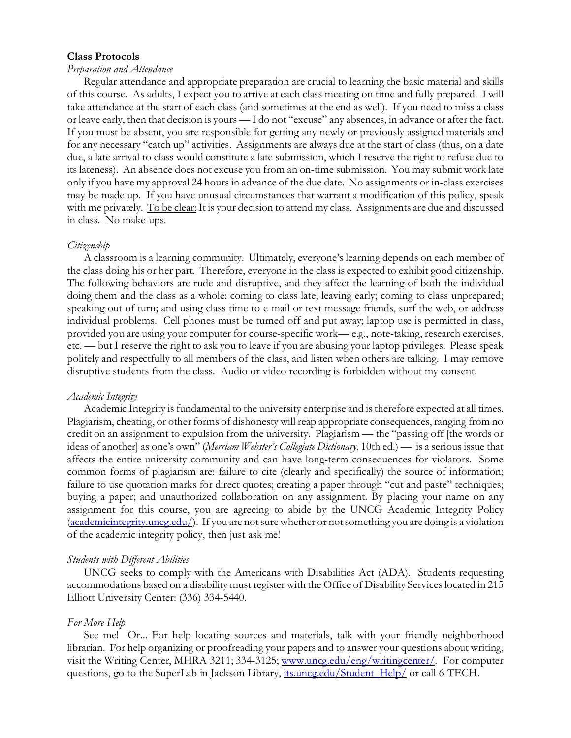**Class Protocols**

*Preparation and Attendance*

Regular attendance and appropriate preparation are crucial to learning the basic material and skills of this course. As adults, I expect you to arrive at each class meeting on time and fully prepared. I will take attendance at the start of each class (and sometimes at the end as well). If you need to miss a class or leave early, then that decision is yours — I do not "excuse" any absences, in advance or after the fact. If you must be absent, you are responsible for getting any newly or previously assigned materials and for any necessary "catch up" activities. Assignments are always due at the start of class (thus, on a date due, a late arrival to class would constitute a late submission, which I reserve the right to refuse due to its lateness). An absence does not excuse you from an on-time submission. You may submit work late only if you have my approval 24 hours in advance of the due date. No assignments or in-class exercises may be made up. If you have unusual circumstances that warrant a modification of this policy, speak with me privately. <u>To be clear:</u> It is your decision to attend my class. Assignments are due and discussed in class. No make-ups.

*Citizenship*

A classroom is a learning community. Ultimately, everyone's learning depends on each member of the class doing his or her part. Therefore, everyone in the class is expected to exhibit good citizenship. The following behaviors are rude and disruptive, and they affect the learning of both the individual doing them and the class as a whole: coming to class late; leaving early; coming to class unprepared; speaking out of turn; and using class time to e-mail or text message friends, surf the web, or address individual problems. Cell phones must be turned off and put away; laptop use is permitted in class, provided you are using your computer for course-specific work— e.g., note-taking, research exercises, etc. — but I reserve the right to ask you to leave if you are abusing your laptop privileges. Please speak politely and respectfully to all members of the class, and listen when others are talking. I may remove disruptive students from the class. Audio or video recording is forbidden without my consent.

*Academic Integrity*

Academic Integrity is fundamental to the university enterprise and is therefore expected at all times. Plagiarism, cheating, or other forms of dishonesty will reap appropriate consequences, ranging from no credit on an assignment to expulsion from the university. Plagiarism — the "passing off [the words or ideas of another] as one's own" (*Merriam Webster's Collegiate Dictionary*, 10th ed.) — is a serious issue that affects the entire university community and can have long-term consequences for violators. Some common forms of plagiarism are: failure to cite (clearly and specifically) the source of information; failure to use quotation marks for direct quotes; creating a paper through "cut and paste" techniques; buying a paper; and unauthorized collaboration on any assignment. By placing your name on any assignment for this course, you are agreeing to abide by the UNCG Academic Integrity Policy (academicintegrity.uncg.edu/). If you are not sure whether or not something you are doing is a violation of the academic integrity policy, then just ask me!

*Students with Different Abilities*

UNCG seeks to comply with the Americans with Disabilities Act (ADA). Students requesting accommodations based on a disability must register with the Office of Disability Services located in 215 Elliott University Center: (336) 334-5440.

*For More Help*

See me! Or... For help locating sources and materials, talk with your friendly neighborhood librarian. For help organizing or proofreading your papers and to answer your questions about writing, visit the Writing Center, MHRA 3211; 334-3125; www.uncg.edu/eng/writingcenter/. For computer questions, go to the SuperLab in Jackson Library, its.uncg.edu/Student_Help/ or call 6-TECH.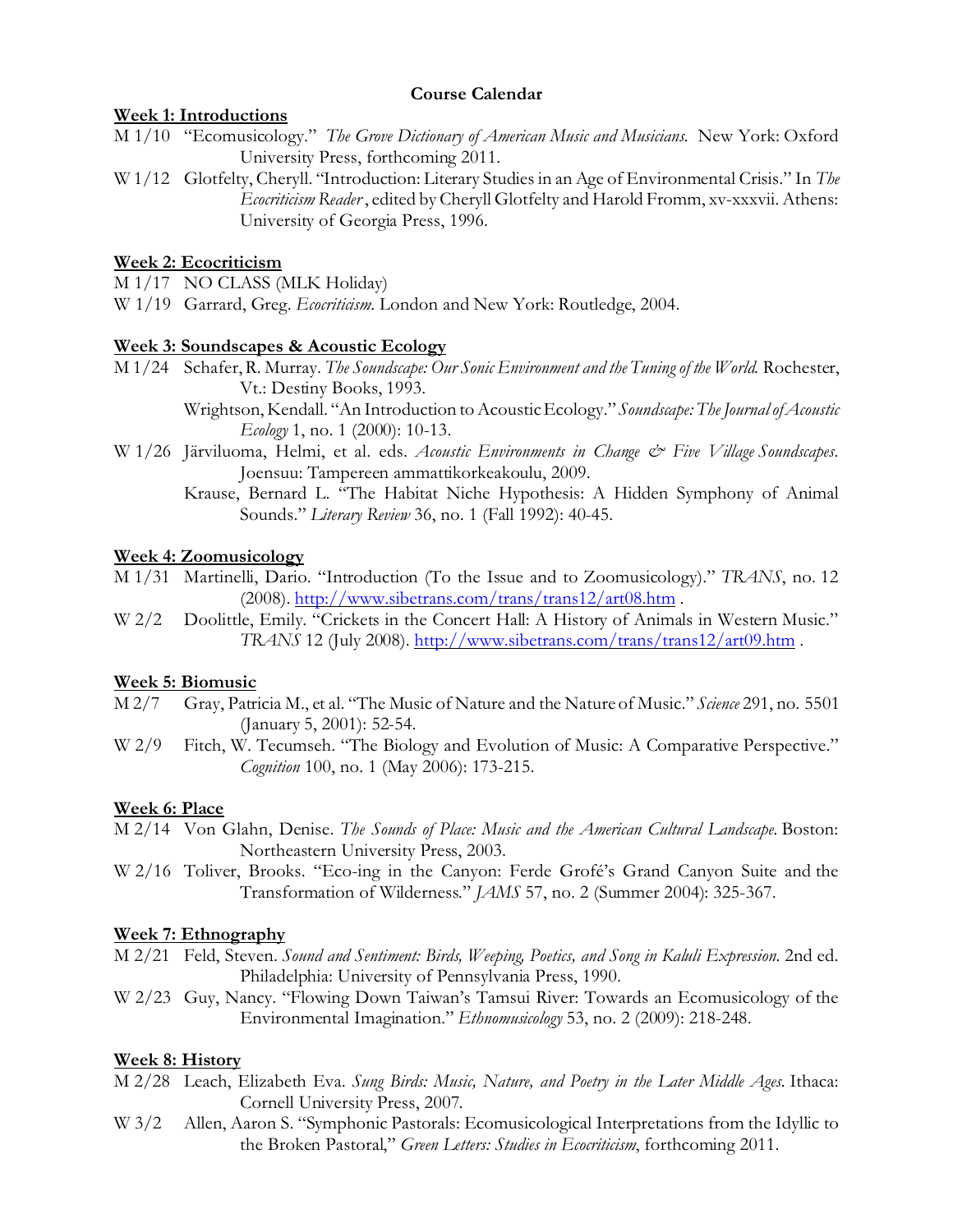**Course Calendar**

**Week 1: Introductions**

M 1/10 "Ecomusicology." *The Grove Dictionary of American Music and Musicians.* New York: Oxford University Press, forthcoming 2011.

W 1/12 Glotfelty, Cheryll. "Introduction: Literary Studies in an Age of Environmental Crisis." In *The Ecocriticism Reader*, edited by Cheryll Glotfelty and Harold Fromm, xv-xxxvii. Athens: University of Georgia Press, 1996.

**Week 2: Ecocriticism**

M 1/17 NO CLASS (MLK Holiday)

W 1/19 Garrard, Greg. *Ecocriticism*. London and New York: Routledge, 2004.

**Week 3: Soundscapes & Acoustic Ecology**

M 1/24 Schafer, R. Murray. *The Soundscape: Our Sonic Environment and the Tuning of the World.* Rochester, Vt.: Destiny Books, 1993.

Wrightson, Kendall. "An Introduction to Acoustic Ecology." *Soundscape: The Journal of Acoustic Ecology* 1, no. 1 (2000): 10-13.

W 1/26 Järviluoma, Helmi, et al. eds. *Acoustic Environments in Change & Five Village Soundscapes*. Joensuu: Tampereen ammattikorkeakoulu, 2009.

Krause, Bernard L. "The Habitat Niche Hypothesis: A Hidden Symphony of Animal Sounds." *Literary Review* 36, no. 1 (Fall 1992): 40-45.

**Week 4: Zoomusicology**

M 1/31 Martinelli, Dario. "Introduction (To the Issue and to Zoomusicology)." *TRANS*, no. 12 (2008). http://www.sibetrans.com/trans/trans12/art08.htm .

W 2/2 Doolittle, Emily. "Crickets in the Concert Hall: A History of Animals in Western Music." *TRANS* 12 (July 2008). http://www.sibetrans.com/trans/trans12/art09.htm .

**Week 5: Biomusic**

M 2/7 Gray, Patricia M., et al. "The Music of Nature and the Nature of Music." *Science* 291, no. 5501 (January 5, 2001): 52-54.

W 2/9 Fitch, W. Tecumseh. "The Biology and Evolution of Music: A Comparative Perspective." *Cognition* 100, no. 1 (May 2006): 173-215.

**Week 6: Place**

M 2/14 Von Glahn, Denise. *The Sounds of Place: Music and the American Cultural Landscape*. Boston: Northeastern University Press, 2003.

W 2/16 Toliver, Brooks. "Eco-ing in the Canyon: Ferde Grofé's Grand Canyon Suite and the Transformation of Wilderness." *JAMS* 57, no. 2 (Summer 2004): 325-367.

**Week 7: Ethnography**

M 2/21 Feld, Steven. *Sound and Sentiment: Birds, Weeping, Poetics, and Song in Kaluli Expression*. 2nd ed. Philadelphia: University of Pennsylvania Press, 1990.

W 2/23 Guy, Nancy. "Flowing Down Taiwan's Tamsui River: Towards an Ecomusicology of the Environmental Imagination." *Ethnomusicology* 53, no. 2 (2009): 218-248.

**Week 8: History**

M 2/28 Leach, Elizabeth Eva. *Sung Birds: Music, Nature, and Poetry in the Later Middle Ages*. Ithaca: Cornell University Press, 2007.

W 3/2 Allen, Aaron S. "Symphonic Pastorals: Ecomusicological Interpretations from the Idyllic to the Broken Pastoral," *Green Letters: Studies in Ecocriticism*, forthcoming 2011.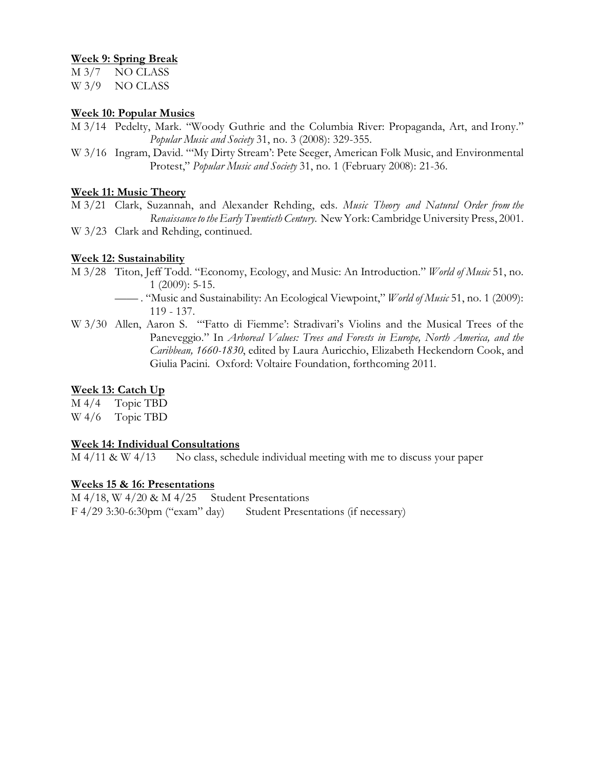**Week 9: Spring Break**

M 3/7 NO CLASS

W 3/9 NO CLASS

**Week 10: Popular Musics**

M 3/14 Pedelty, Mark. "Woody Guthrie and the Columbia River: Propaganda, Art, and Irony." *Popular Music and Society* 31, no. 3 (2008): 329-355.

W 3/16 Ingram, David. "'My Dirty Stream': Pete Seeger, American Folk Music, and Environmental Protest," *Popular Music and Society* 31, no. 1 (February 2008): 21-36.

**Week 11: Music Theory**

M 3/21 Clark, Suzannah, and Alexander Rehding, eds. *Music Theory and Natural Order from the Renaissance to the Early Twentieth Century.* New York: Cambridge University Press, 2001.

W 3/23 Clark and Rehding, continued.

**Week 12: Sustainability**

M 3/28 Titon, Jeff Todd. "Economy, Ecology, and Music: An Introduction." *World of Music* 51, no. 1 (2009): 5-15.

——. "Music and Sustainability: An Ecological Viewpoint," *World of Music* 51, no. 1 (2009): 119 - 137.

W 3/30 Allen, Aaron S. "'Fatto di Fiemme': Stradivari's Violins and the Musical Trees of the Paneveggio." In *Arboreal Values: Trees and Forests in Europe, North America, and the Caribbean, 1660-1830*, edited by Laura Auricchio, Elizabeth Heckendorn Cook, and Giulia Pacini. Oxford: Voltaire Foundation, forthcoming 2011.

**Week 13: Catch Up**

M 4/4 Topic TBD

W 4/6 Topic TBD

**Week 14: Individual Consultations**

M 4/11 & W 4/13 No class, schedule individual meeting with me to discuss your paper

**Weeks 15 & 16: Presentations**

M 4/18, W 4/20 & M 4/25 Student Presentations

F 4/29 3:30-6:30pm ("exam" day) Student Presentations (if necessary)